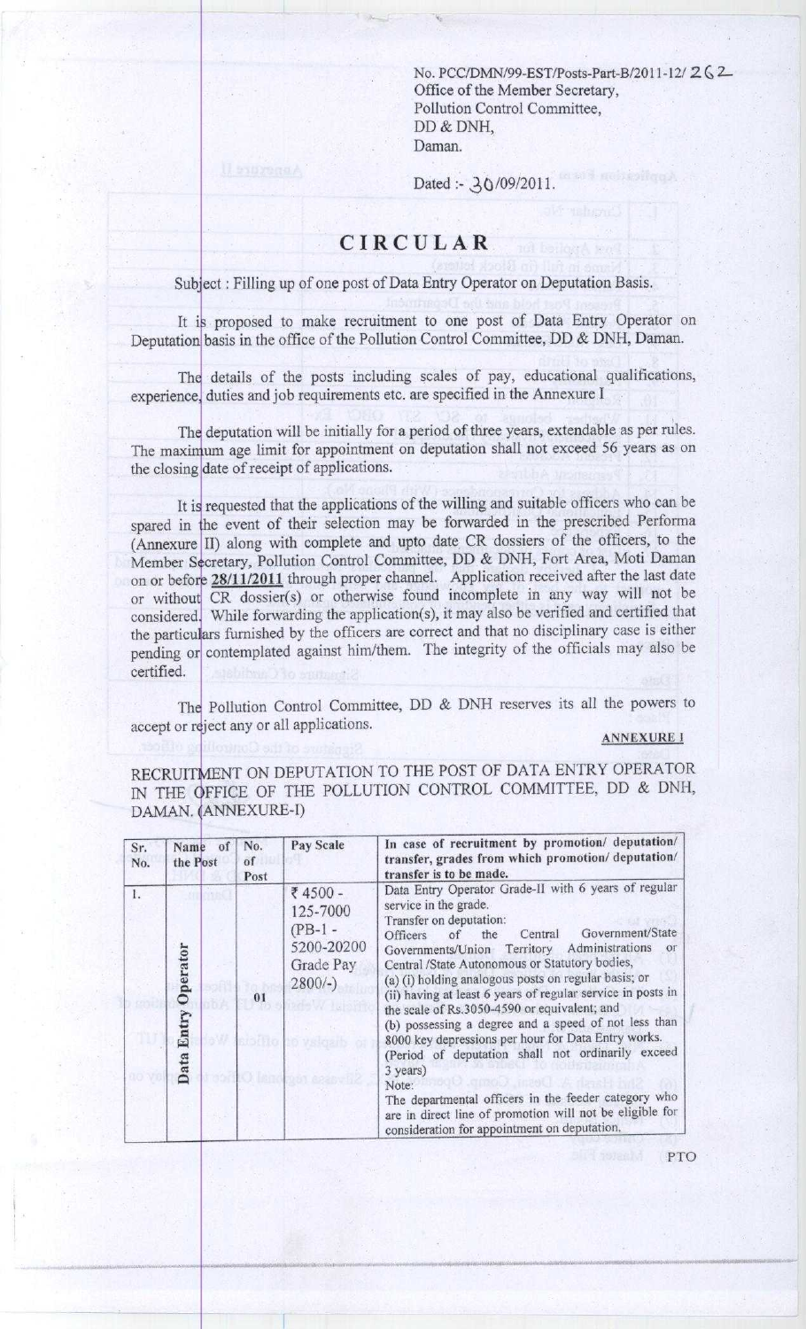No. PCC/DMN/99-EST/Posts-Part-B/2011-12/ 262
Office of the Member Secretary,
Pollution Control Committee,
DD & DNH,
Daman.

Dated :- 30/09/2011.

# CIRCULAR

Subject : Filling up of one post of Data Entry Operator on Deputation Basis.

It is proposed to make recruitment to one post of Data Entry Operator on Deputation basis in the office of the Pollution Control Committee, DD & DNH, Daman.

The details of the posts including scales of pay, educational qualifications, experience, duties and job requirements etc. are specified in the Annexure I

The deputation will be initially for a period of three years, extendable as per rules. The maximum age limit for appointment on deputation shall not exceed 56 years as on the closing date of receipt of applications.

It is requested that the applications of the willing and suitable officers who can be spared in the event of their selection may be forwarded in the prescribed Performa (Annexure II) along with complete and upto date CR dossiers of the officers, to the Member Secretary, Pollution Control Committee, DD & DNH, Fort Area, Moti Daman on or before **28/11/2011** through proper channel. Application received after the last date or without CR dossier(s) or otherwise found incomplete in any way will not be considered. While forwarding the application(s), it may also be verified and certified that the particulars furnished by the officers are correct and that no disciplinary case is either pending or contemplated against him/them. The integrity of the officials may also be certified.

The Pollution Control Committee, DD & DNH reserves its all the powers to accept or reject any or all applications.

**ANNEXURE I**

RECRUITMENT ON DEPUTATION TO THE POST OF DATA ENTRY OPERATOR IN THE OFFICE OF THE POLLUTION CONTROL COMMITTEE, DD & DNH, DAMAN. (ANNEXURE-I)

| Sr. No. | Name of the Post | No. of Post | Pay Scale | In case of recruitment by promotion/ deputation/ transfer, grades from which promotion/ deputation/ transfer is to be made. |
|---|---|---|---|---|
| 1. | Data Entry Operator | 01 | ₹ 4500 - 125-7000 (PB-1 - 5200-20200 Grade Pay 2800/-) | Data Entry Operator Grade-II with 6 years of regular service in the grade.<br>Transfer on deputation:<br>Officers of the Central Government/State Governments/Union Territory Administrations or Central /State Autonomous or Statutory bodies,<br>(a) (i) holding analogous posts on regular basis; or<br>(ii) having at least 6 years of regular service in posts in the scale of Rs.3050-4590 or equivalent; and<br>(b) possessing a degree and a speed of not less than 8000 key depressions per hour for Data Entry works.<br>(Period of deputation shall not ordinarily exceed 3 years)<br>Note:<br>The departmental officers in the feeder category who are in direct line of promotion will not be eligible for consideration for appointment on deputation. |

PTO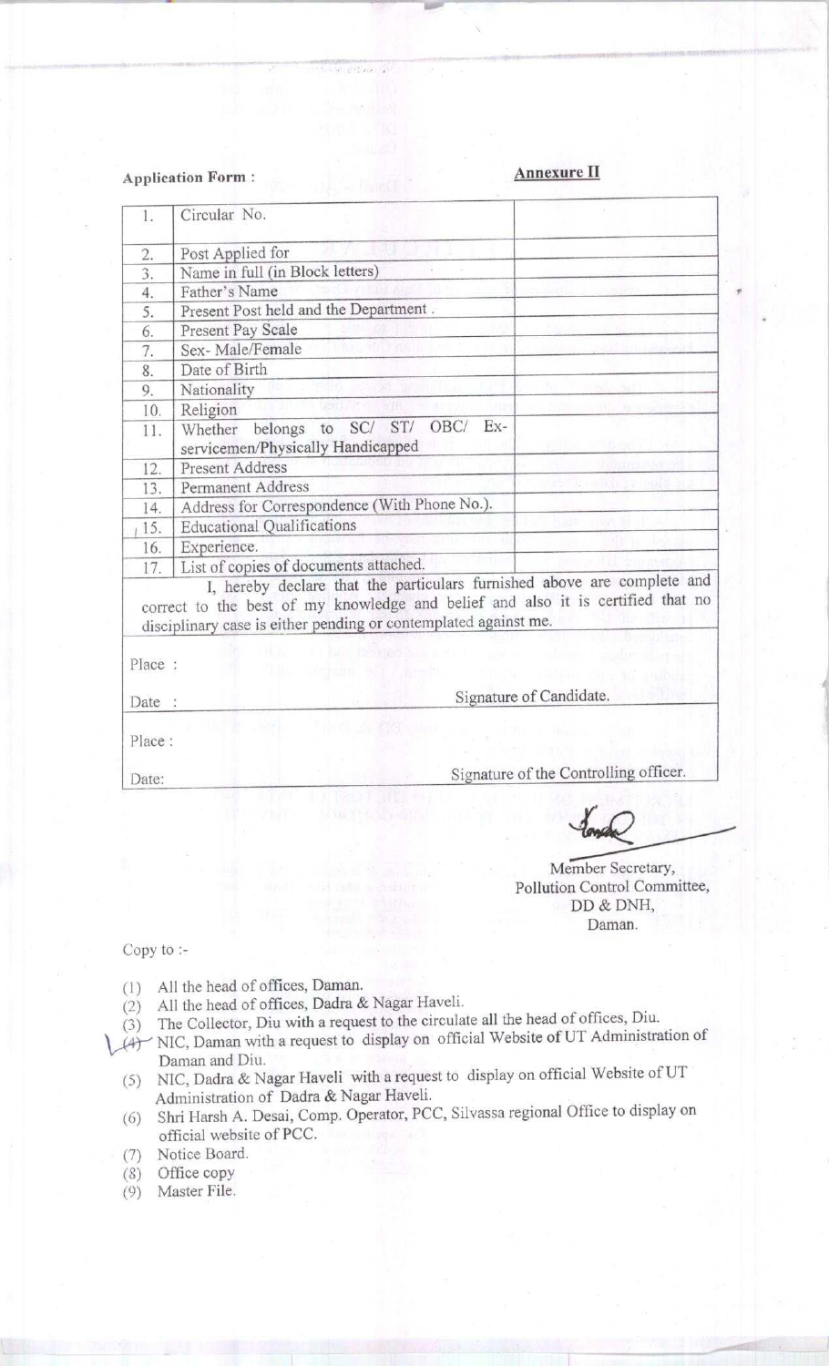**Application Form :** **Annexure II**

| | | |
|---|---|---|
| 1. | Circular No. | |
| 2. | Post Applied for | |
| 3. | Name in full (in Block letters) | |
| 4. | Father's Name | |
| 5. | Present Post held and the Department . | |
| 6. | Present Pay Scale | |
| 7. | Sex- Male/Female | |
| 8. | Date of Birth | |
| 9. | Nationality | |
| 10. | Religion | |
| 11. | Whether belongs to SC/ ST/ OBC/ Ex-servicemen/Physically Handicapped | |
| 12. | Present Address | |
| 13. | Permanent Address | |
| 14. | Address for Correspondence (With Phone No.). | |
| 15. | Educational Qualifications | |
| 16. | Experience. | |
| 17. | List of copies of documents attached. | |

I, hereby declare that the particulars furnished above are complete and correct to the best of my knowledge and belief and also it is certified that no disciplinary case is either pending or contemplated against me.

Place :

Date : Signature of Candidate.

Place :

Date: Signature of the Controlling officer.

Member Secretary,
Pollution Control Committee,
DD & DNH,
Daman.

Copy to :-

(1) All the head of offices, Daman.
(2) All the head of offices, Dadra & Nagar Haveli.
(3) The Collector, Diu with a request to the circulate all the head of offices, Diu.
(4) NIC, Daman with a request to display on official Website of UT Administration of Daman and Diu.
(5) NIC, Dadra & Nagar Haveli with a request to display on official Website of UT Administration of Dadra & Nagar Haveli.
(6) Shri Harsh A. Desai, Comp. Operator, PCC, Silvassa regional Office to display on official website of PCC.
(7) Notice Board.
(8) Office copy
(9) Master File.